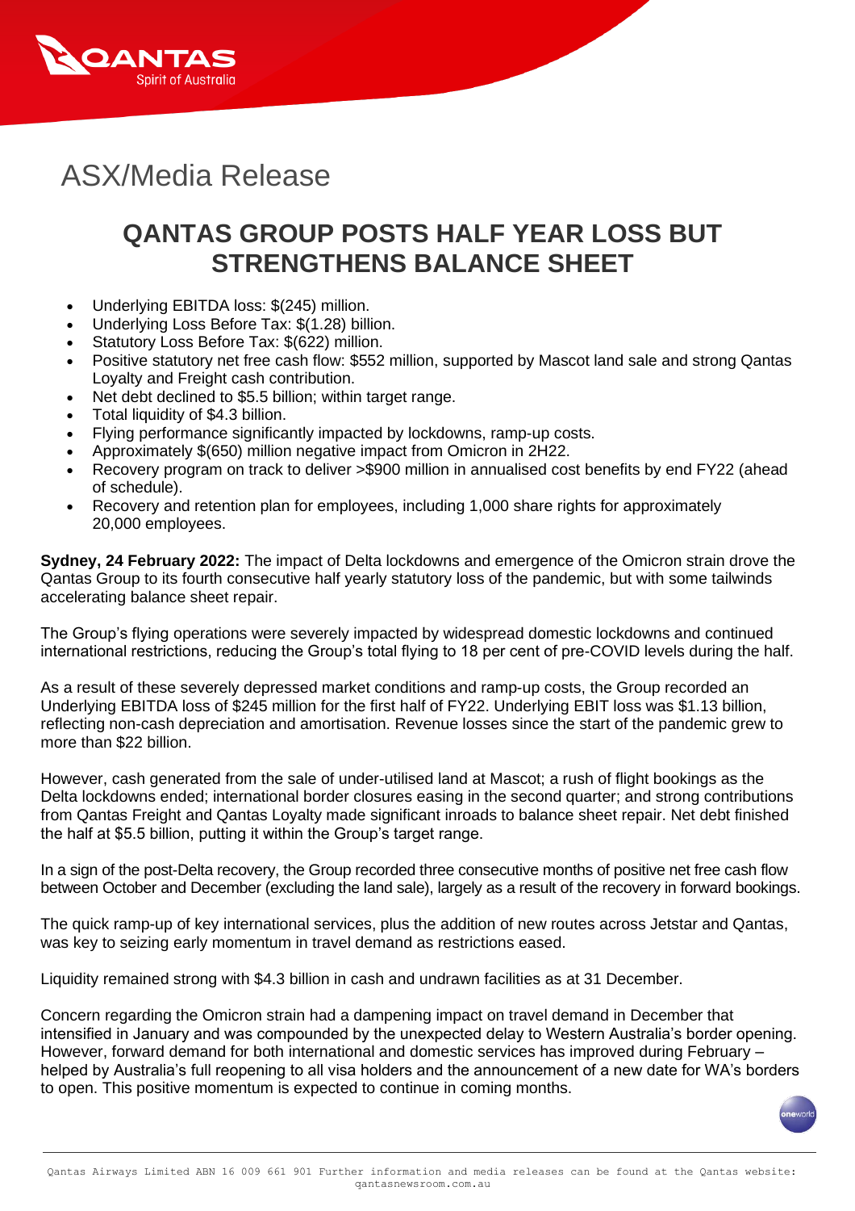# ASX/Media Release

## QANTAS GROUP POSTS HALF YEAR LOSS BUT STRENGTHENS BALANCE SHEET

- Underlying EBITDA loss: $(245) million.
- Underlying Loss Before Tax: $(1.28) billion.
- Statutory Loss Before Tax: $(622) million.
- Positive statutory net free cash flow: $552 million, supported by Mascot land sale and strong Qantas Loyalty and Freight cash contribution.
- Net debt declined to $5.5 billion; within target range.
- Total liquidity of $4.3 billion.
- Flying performance significantly impacted by lockdowns, ramp-up costs.
- Approximately $(650) million negative impact from Omicron in 2H22.
- Recovery program on track to deliver >$900 million in annualised cost benefits by end FY22 (ahead of schedule).
- Recovery and retention plan for employees, including 1,000 share rights for approximately 20,000 employees.

**Sydney, 24 February 2022:** The impact of Delta lockdowns and emergence of the Omicron strain drove the Qantas Group to its fourth consecutive half yearly statutory loss of the pandemic, but with some tailwinds accelerating balance sheet repair.

The Group's flying operations were severely impacted by widespread domestic lockdowns and continued international restrictions, reducing the Group's total flying to 18 per cent of pre-COVID levels during the half.

As a result of these severely depressed market conditions and ramp-up costs, the Group recorded an Underlying EBITDA loss of $245 million for the first half of FY22. Underlying EBIT loss was $1.13 billion, reflecting non-cash depreciation and amortisation. Revenue losses since the start of the pandemic grew to more than $22 billion.

However, cash generated from the sale of under-utilised land at Mascot; a rush of flight bookings as the Delta lockdowns ended; international border closures easing in the second quarter; and strong contributions from Qantas Freight and Qantas Loyalty made significant inroads to balance sheet repair. Net debt finished the half at $5.5 billion, putting it within the Group's target range.

In a sign of the post-Delta recovery, the Group recorded three consecutive months of positive net free cash flow between October and December (excluding the land sale), largely as a result of the recovery in forward bookings.

The quick ramp-up of key international services, plus the addition of new routes across Jetstar and Qantas, was key to seizing early momentum in travel demand as restrictions eased.

Liquidity remained strong with $4.3 billion in cash and undrawn facilities as at 31 December.

Concern regarding the Omicron strain had a dampening impact on travel demand in December that intensified in January and was compounded by the unexpected delay to Western Australia's border opening. However, forward demand for both international and domestic services has improved during February – helped by Australia's full reopening to all visa holders and the announcement of a new date for WA's borders to open. This positive momentum is expected to continue in coming months.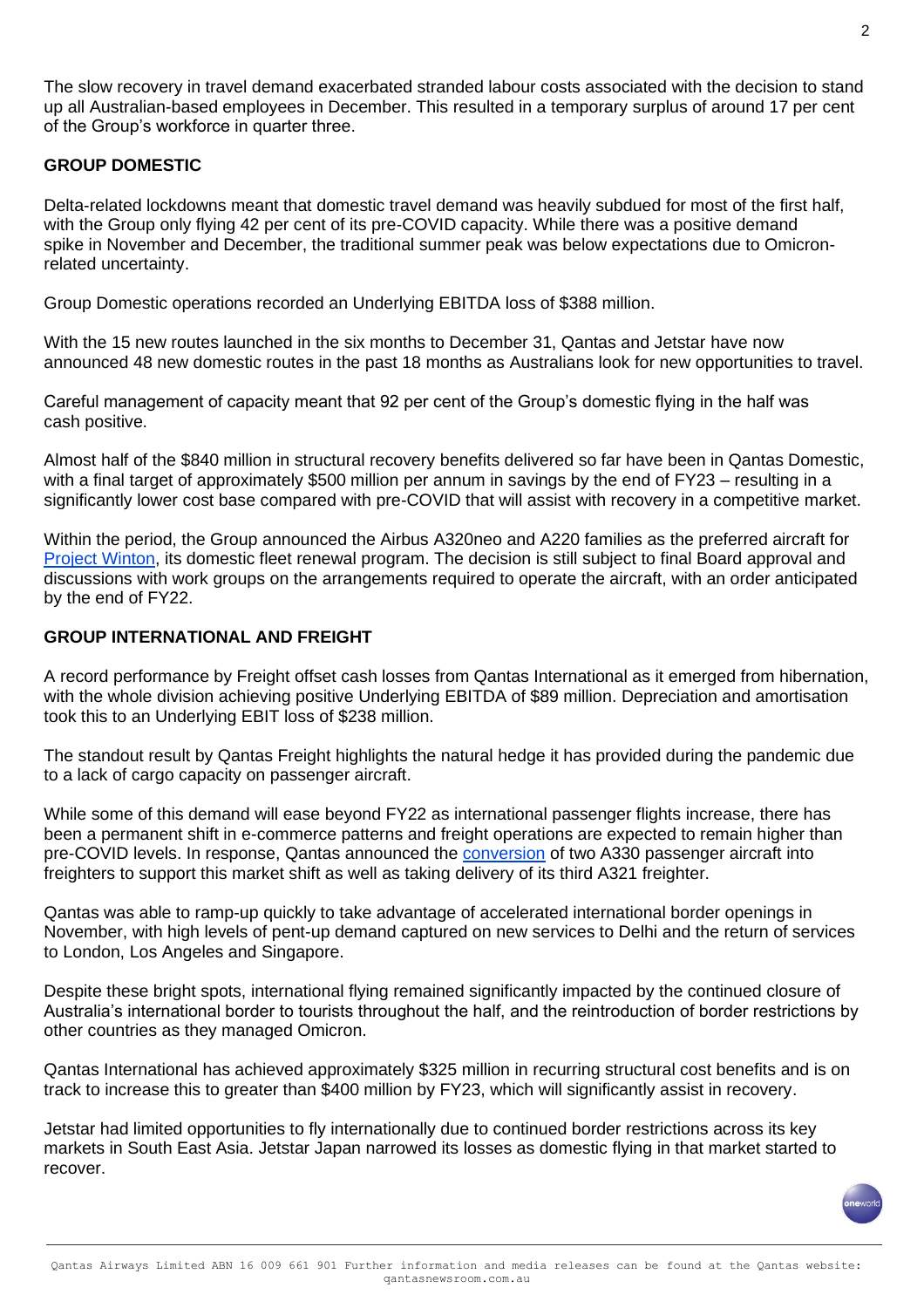The slow recovery in travel demand exacerbated stranded labour costs associated with the decision to stand up all Australian-based employees in December. This resulted in a temporary surplus of around 17 per cent of the Group's workforce in quarter three.

**GROUP DOMESTIC**

Delta-related lockdowns meant that domestic travel demand was heavily subdued for most of the first half, with the Group only flying 42 per cent of its pre-COVID capacity. While there was a positive demand spike in November and December, the traditional summer peak was below expectations due to Omicron-related uncertainty.

Group Domestic operations recorded an Underlying EBITDA loss of $388 million.

With the 15 new routes launched in the six months to December 31, Qantas and Jetstar have now announced 48 new domestic routes in the past 18 months as Australians look for new opportunities to travel.

Careful management of capacity meant that 92 per cent of the Group's domestic flying in the half was cash positive.

Almost half of the $840 million in structural recovery benefits delivered so far have been in Qantas Domestic, with a final target of approximately $500 million per annum in savings by the end of FY23 – resulting in a significantly lower cost base compared with pre-COVID that will assist with recovery in a competitive market.

Within the period, the Group announced the Airbus A320neo and A220 families as the preferred aircraft for Project Winton, its domestic fleet renewal program. The decision is still subject to final Board approval and discussions with work groups on the arrangements required to operate the aircraft, with an order anticipated by the end of FY22.

**GROUP INTERNATIONAL AND FREIGHT**

A record performance by Freight offset cash losses from Qantas International as it emerged from hibernation, with the whole division achieving positive Underlying EBITDA of $89 million. Depreciation and amortisation took this to an Underlying EBIT loss of $238 million.

The standout result by Qantas Freight highlights the natural hedge it has provided during the pandemic due to a lack of cargo capacity on passenger aircraft.

While some of this demand will ease beyond FY22 as international passenger flights increase, there has been a permanent shift in e-commerce patterns and freight operations are expected to remain higher than pre-COVID levels. In response, Qantas announced the conversion of two A330 passenger aircraft into freighters to support this market shift as well as taking delivery of its third A321 freighter.

Qantas was able to ramp-up quickly to take advantage of accelerated international border openings in November, with high levels of pent-up demand captured on new services to Delhi and the return of services to London, Los Angeles and Singapore.

Despite these bright spots, international flying remained significantly impacted by the continued closure of Australia's international border to tourists throughout the half, and the reintroduction of border restrictions by other countries as they managed Omicron.

Qantas International has achieved approximately $325 million in recurring structural cost benefits and is on track to increase this to greater than $400 million by FY23, which will significantly assist in recovery.

Jetstar had limited opportunities to fly internationally due to continued border restrictions across its key markets in South East Asia. Jetstar Japan narrowed its losses as domestic flying in that market started to recover.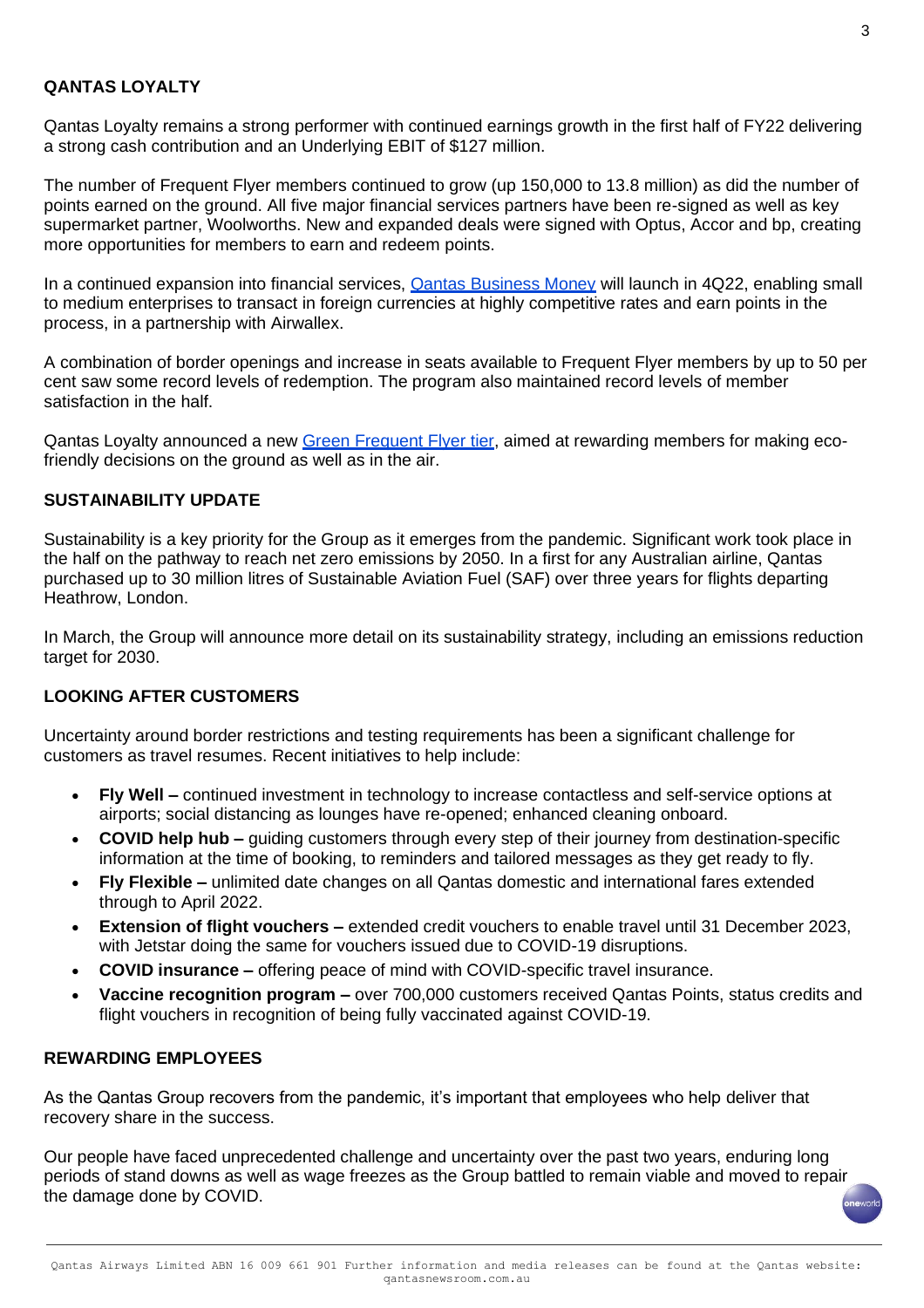## QANTAS LOYALTY

Qantas Loyalty remains a strong performer with continued earnings growth in the first half of FY22 delivering a strong cash contribution and an Underlying EBIT of $127 million.

The number of Frequent Flyer members continued to grow (up 150,000 to 13.8 million) as did the number of points earned on the ground. All five major financial services partners have been re-signed as well as key supermarket partner, Woolworths. New and expanded deals were signed with Optus, Accor and bp, creating more opportunities for members to earn and redeem points.

In a continued expansion into financial services, Qantas Business Money will launch in 4Q22, enabling small to medium enterprises to transact in foreign currencies at highly competitive rates and earn points in the process, in a partnership with Airwallex.

A combination of border openings and increase in seats available to Frequent Flyer members by up to 50 per cent saw some record levels of redemption. The program also maintained record levels of member satisfaction in the half.

Qantas Loyalty announced a new Green Frequent Flyer tier, aimed at rewarding members for making eco-friendly decisions on the ground as well as in the air.

## SUSTAINABILITY UPDATE

Sustainability is a key priority for the Group as it emerges from the pandemic. Significant work took place in the half on the pathway to reach net zero emissions by 2050. In a first for any Australian airline, Qantas purchased up to 30 million litres of Sustainable Aviation Fuel (SAF) over three years for flights departing Heathrow, London.

In March, the Group will announce more detail on its sustainability strategy, including an emissions reduction target for 2030.

## LOOKING AFTER CUSTOMERS

Uncertainty around border restrictions and testing requirements has been a significant challenge for customers as travel resumes. Recent initiatives to help include:

- **Fly Well –** continued investment in technology to increase contactless and self-service options at airports; social distancing as lounges have re-opened; enhanced cleaning onboard.
- **COVID help hub –** guiding customers through every step of their journey from destination-specific information at the time of booking, to reminders and tailored messages as they get ready to fly.
- **Fly Flexible –** unlimited date changes on all Qantas domestic and international fares extended through to April 2022.
- **Extension of flight vouchers –** extended credit vouchers to enable travel until 31 December 2023, with Jetstar doing the same for vouchers issued due to COVID-19 disruptions.
- **COVID insurance –** offering peace of mind with COVID-specific travel insurance.
- **Vaccine recognition program –** over 700,000 customers received Qantas Points, status credits and flight vouchers in recognition of being fully vaccinated against COVID-19.

## REWARDING EMPLOYEES

As the Qantas Group recovers from the pandemic, it's important that employees who help deliver that recovery share in the success.

Our people have faced unprecedented challenge and uncertainty over the past two years, enduring long periods of stand downs as well as wage freezes as the Group battled to remain viable and moved to repair the damage done by COVID.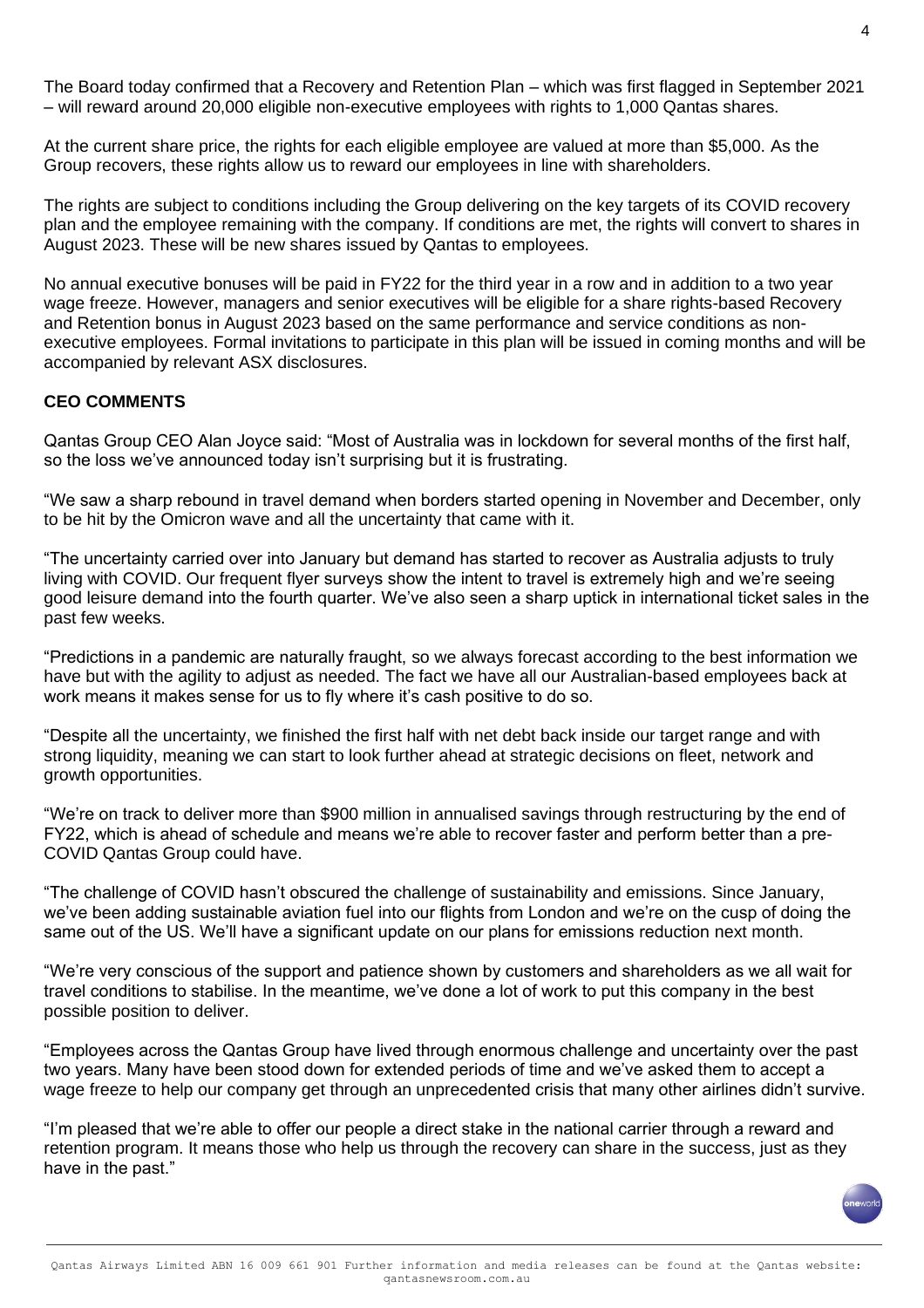The Board today confirmed that a Recovery and Retention Plan – which was first flagged in September 2021 – will reward around 20,000 eligible non-executive employees with rights to 1,000 Qantas shares.

At the current share price, the rights for each eligible employee are valued at more than $5,000. As the Group recovers, these rights allow us to reward our employees in line with shareholders.

The rights are subject to conditions including the Group delivering on the key targets of its COVID recovery plan and the employee remaining with the company. If conditions are met, the rights will convert to shares in August 2023. These will be new shares issued by Qantas to employees.

No annual executive bonuses will be paid in FY22 for the third year in a row and in addition to a two year wage freeze. However, managers and senior executives will be eligible for a share rights-based Recovery and Retention bonus in August 2023 based on the same performance and service conditions as non-executive employees. Formal invitations to participate in this plan will be issued in coming months and will be accompanied by relevant ASX disclosures.

**CEO COMMENTS**

Qantas Group CEO Alan Joyce said: "Most of Australia was in lockdown for several months of the first half, so the loss we've announced today isn't surprising but it is frustrating.

"We saw a sharp rebound in travel demand when borders started opening in November and December, only to be hit by the Omicron wave and all the uncertainty that came with it.

"The uncertainty carried over into January but demand has started to recover as Australia adjusts to truly living with COVID. Our frequent flyer surveys show the intent to travel is extremely high and we're seeing good leisure demand into the fourth quarter. We've also seen a sharp uptick in international ticket sales in the past few weeks.

"Predictions in a pandemic are naturally fraught, so we always forecast according to the best information we have but with the agility to adjust as needed. The fact we have all our Australian-based employees back at work means it makes sense for us to fly where it's cash positive to do so.

"Despite all the uncertainty, we finished the first half with net debt back inside our target range and with strong liquidity, meaning we can start to look further ahead at strategic decisions on fleet, network and growth opportunities.

"We're on track to deliver more than $900 million in annualised savings through restructuring by the end of FY22, which is ahead of schedule and means we're able to recover faster and perform better than a pre-COVID Qantas Group could have.

"The challenge of COVID hasn't obscured the challenge of sustainability and emissions. Since January, we've been adding sustainable aviation fuel into our flights from London and we're on the cusp of doing the same out of the US. We'll have a significant update on our plans for emissions reduction next month.

"We're very conscious of the support and patience shown by customers and shareholders as we all wait for travel conditions to stabilise. In the meantime, we've done a lot of work to put this company in the best possible position to deliver.

"Employees across the Qantas Group have lived through enormous challenge and uncertainty over the past two years. Many have been stood down for extended periods of time and we've asked them to accept a wage freeze to help our company get through an unprecedented crisis that many other airlines didn't survive.

"I'm pleased that we're able to offer our people a direct stake in the national carrier through a reward and retention program. It means those who help us through the recovery can share in the success, just as they have in the past."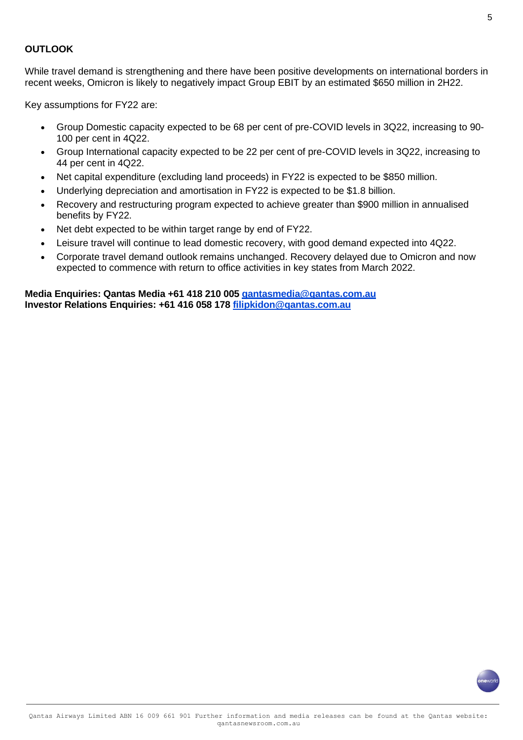**OUTLOOK**

While travel demand is strengthening and there have been positive developments on international borders in recent weeks, Omicron is likely to negatively impact Group EBIT by an estimated $650 million in 2H22.

Key assumptions for FY22 are:

- Group Domestic capacity expected to be 68 per cent of pre-COVID levels in 3Q22, increasing to 90-100 per cent in 4Q22.
- Group International capacity expected to be 22 per cent of pre-COVID levels in 3Q22, increasing to 44 per cent in 4Q22.
- Net capital expenditure (excluding land proceeds) in FY22 is expected to be $850 million.
- Underlying depreciation and amortisation in FY22 is expected to be $1.8 billion.
- Recovery and restructuring program expected to achieve greater than $900 million in annualised benefits by FY22.
- Net debt expected to be within target range by end of FY22.
- Leisure travel will continue to lead domestic recovery, with good demand expected into 4Q22.
- Corporate travel demand outlook remains unchanged. Recovery delayed due to Omicron and now expected to commence with return to office activities in key states from March 2022.

**Media Enquiries: Qantas Media +61 418 210 005 [qantasmedia@qantas.com.au](mailto:qantasmedia@qantas.com.au)**
**Investor Relations Enquiries: +61 416 058 178 [filipkidon@qantas.com.au](mailto:filipkidon@qantas.com.au)**